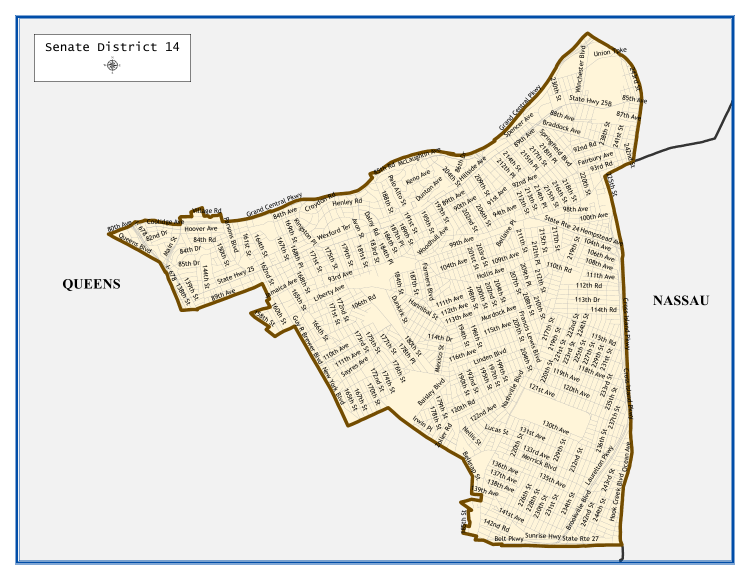# Senate District 14

QUEENS

NASSAU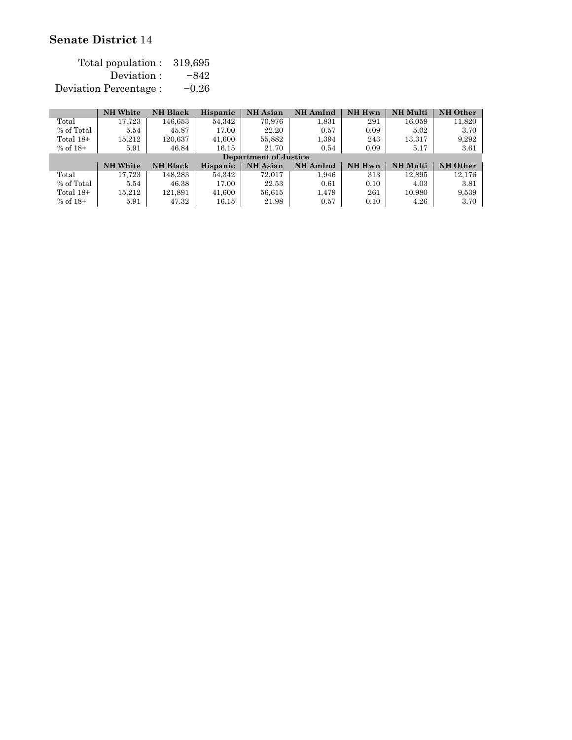## **Senate District** 14

Total population : 319,695
Deviation : −842
Deviation Percentage : −0.26

| | NH White | NH Black | Hispanic | NH Asian | NH AmInd | NH Hwn | NH Multi | NH Other |
|---|---|---|---|---|---|---|---|---|
| Total | 17,723 | 146,653 | 54,342 | 70,976 | 1,831 | 291 | 16,059 | 11,820 |
| % of Total | 5.54 | 45.87 | 17.00 | 22.20 | 0.57 | 0.09 | 5.02 | 3.70 |
| Total 18+ | 15,212 | 120,637 | 41,600 | 55,882 | 1,394 | 243 | 13,317 | 9,292 |
| % of 18+ | 5.91 | 46.84 | 16.15 | 21.70 | 0.54 | 0.09 | 5.17 | 3.61 |
| **Department of Justice** | | | | | | | | |
| | **NH White** | **NH Black** | **Hispanic** | **NH Asian** | **NH AmInd** | **NH Hwn** | **NH Multi** | **NH Other** |
| Total | 17,723 | 148,283 | 54,342 | 72,017 | 1,946 | 313 | 12,895 | 12,176 |
| % of Total | 5.54 | 46.38 | 17.00 | 22.53 | 0.61 | 0.10 | 4.03 | 3.81 |
| Total 18+ | 15,212 | 121,891 | 41,600 | 56,615 | 1,479 | 261 | 10,980 | 9,539 |
| % of 18+ | 5.91 | 47.32 | 16.15 | 21.98 | 0.57 | 0.10 | 4.26 | 3.70 |